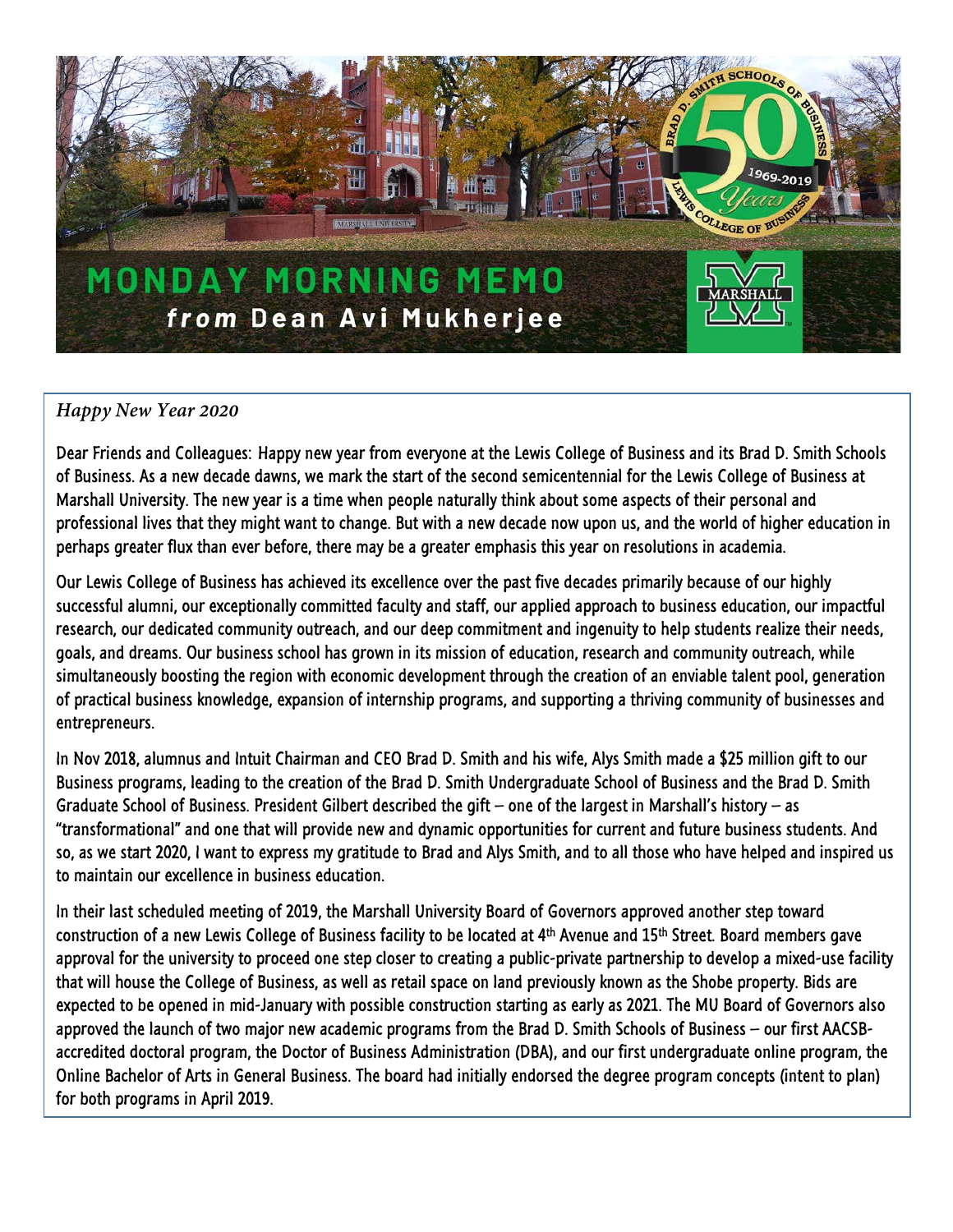# MONDAY MORNING MEMO

***from* Dean Avi Mukherjee**

*Happy New Year 2020*

Dear Friends and Colleagues: Happy new year from everyone at the Lewis College of Business and its Brad D. Smith Schools of Business. As a new decade dawns, we mark the start of the second semicentennial for the Lewis College of Business at Marshall University. The new year is a time when people naturally think about some aspects of their personal and professional lives that they might want to change. But with a new decade now upon us, and the world of higher education in perhaps greater flux than ever before, there may be a greater emphasis this year on resolutions in academia.

Our Lewis College of Business has achieved its excellence over the past five decades primarily because of our highly successful alumni, our exceptionally committed faculty and staff, our applied approach to business education, our impactful research, our dedicated community outreach, and our deep commitment and ingenuity to help students realize their needs, goals, and dreams. Our business school has grown in its mission of education, research and community outreach, while simultaneously boosting the region with economic development through the creation of an enviable talent pool, generation of practical business knowledge, expansion of internship programs, and supporting a thriving community of businesses and entrepreneurs.

In Nov 2018, alumnus and Intuit Chairman and CEO Brad D. Smith and his wife, Alys Smith made a $25 million gift to our Business programs, leading to the creation of the Brad D. Smith Undergraduate School of Business and the Brad D. Smith Graduate School of Business. President Gilbert described the gift – one of the largest in Marshall's history – as "transformational" and one that will provide new and dynamic opportunities for current and future business students. And so, as we start 2020, I want to express my gratitude to Brad and Alys Smith, and to all those who have helped and inspired us to maintain our excellence in business education.

In their last scheduled meeting of 2019, the Marshall University Board of Governors approved another step toward construction of a new Lewis College of Business facility to be located at 4th Avenue and 15th Street. Board members gave approval for the university to proceed one step closer to creating a public-private partnership to develop a mixed-use facility that will house the College of Business, as well as retail space on land previously known as the Shobe property. Bids are expected to be opened in mid-January with possible construction starting as early as 2021. The MU Board of Governors also approved the launch of two major new academic programs from the Brad D. Smith Schools of Business – our first AACSB-accredited doctoral program, the Doctor of Business Administration (DBA), and our first undergraduate online program, the Online Bachelor of Arts in General Business. The board had initially endorsed the degree program concepts (intent to plan) for both programs in April 2019.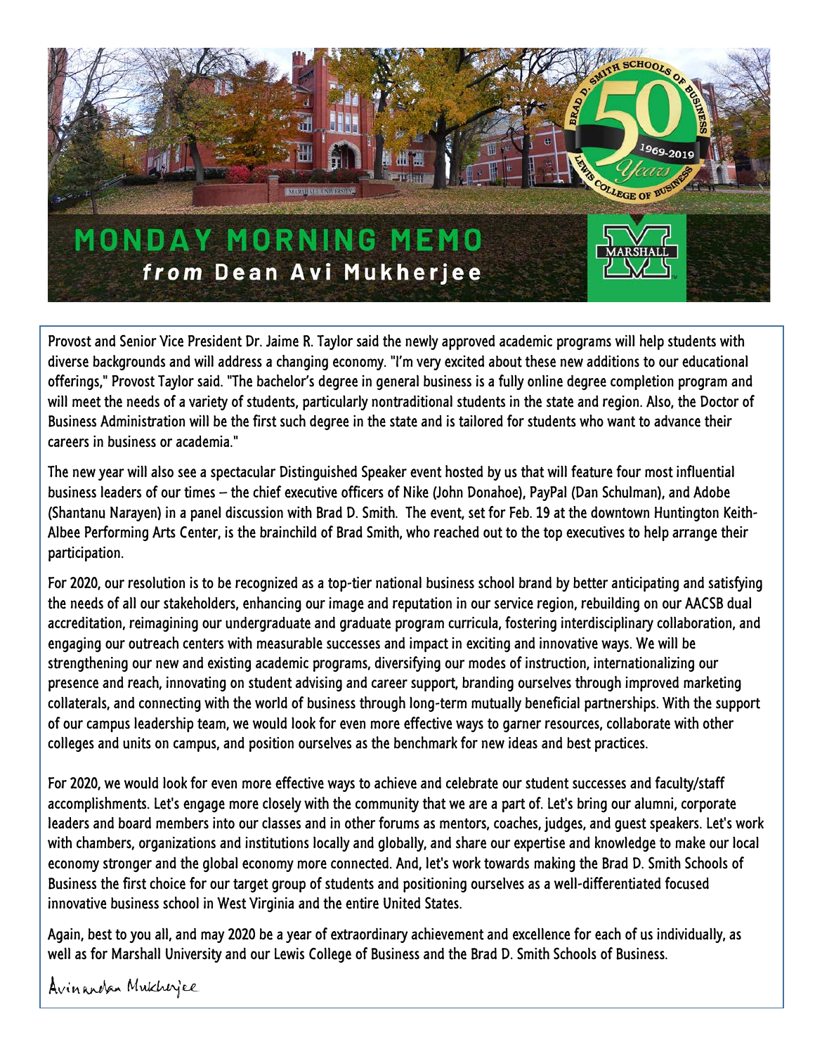# MONDAY MORNING MEMO

## *from* Dean Avi Mukherjee

Provost and Senior Vice President Dr. Jaime R. Taylor said the newly approved academic programs will help students with diverse backgrounds and will address a changing economy. "I'm very excited about these new additions to our educational offerings," Provost Taylor said. "The bachelor's degree in general business is a fully online degree completion program and will meet the needs of a variety of students, particularly nontraditional students in the state and region. Also, the Doctor of Business Administration will be the first such degree in the state and is tailored for students who want to advance their careers in business or academia."

The new year will also see a spectacular Distinguished Speaker event hosted by us that will feature four most influential business leaders of our times – the chief executive officers of Nike (John Donahoe), PayPal (Dan Schulman), and Adobe (Shantanu Narayen) in a panel discussion with Brad D. Smith. The event, set for Feb. 19 at the downtown Huntington Keith-Albee Performing Arts Center, is the brainchild of Brad Smith, who reached out to the top executives to help arrange their participation.

For 2020, our resolution is to be recognized as a top-tier national business school brand by better anticipating and satisfying the needs of all our stakeholders, enhancing our image and reputation in our service region, rebuilding on our AACSB dual accreditation, reimagining our undergraduate and graduate program curricula, fostering interdisciplinary collaboration, and engaging our outreach centers with measurable successes and impact in exciting and innovative ways. We will be strengthening our new and existing academic programs, diversifying our modes of instruction, internationalizing our presence and reach, innovating on student advising and career support, branding ourselves through improved marketing collaterals, and connecting with the world of business through long-term mutually beneficial partnerships. With the support of our campus leadership team, we would look for even more effective ways to garner resources, collaborate with other colleges and units on campus, and position ourselves as the benchmark for new ideas and best practices.

For 2020, we would look for even more effective ways to achieve and celebrate our student successes and faculty/staff accomplishments. Let's engage more closely with the community that we are a part of. Let's bring our alumni, corporate leaders and board members into our classes and in other forums as mentors, coaches, judges, and guest speakers. Let's work with chambers, organizations and institutions locally and globally, and share our expertise and knowledge to make our local economy stronger and the global economy more connected. And, let's work towards making the Brad D. Smith Schools of Business the first choice for our target group of students and positioning ourselves as a well-differentiated focused innovative business school in West Virginia and the entire United States.

Again, best to you all, and may 2020 be a year of extraordinary achievement and excellence for each of us individually, as well as for Marshall University and our Lewis College of Business and the Brad D. Smith Schools of Business.

Avinandan Mukherjee